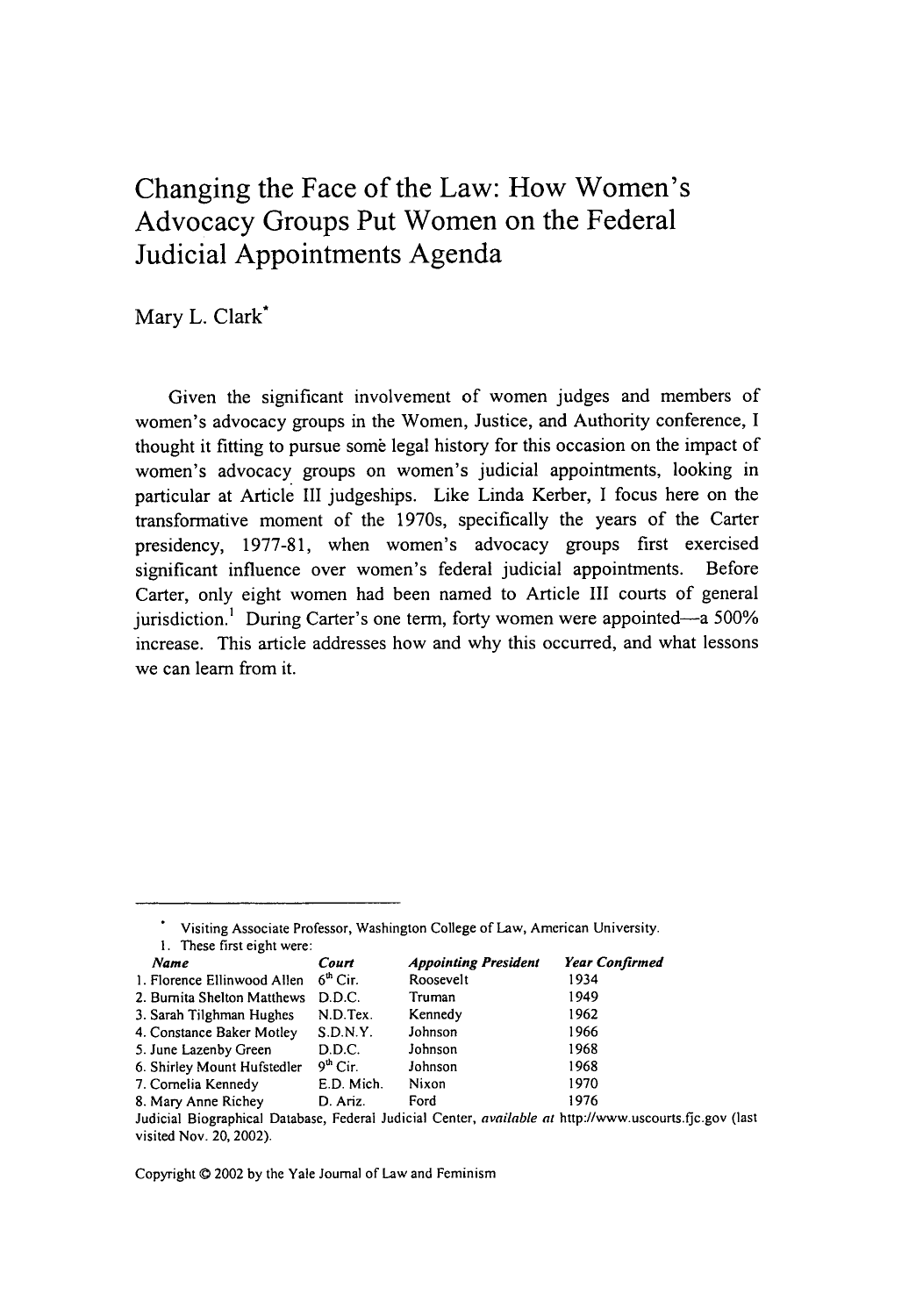# Changing the Face of the Law: How Women's Advocacy Groups Put Women on the Federal Judicial Appointments Agenda

Mary L. Clark*

Given the significant involvement of women judges and members of women's advocacy groups in the Women, Justice, and Authority conference, I thought it fitting to pursue some legal history for this occasion on the impact of women's advocacy groups on women's judicial appointments, looking in particular at Article III judgeships. Like Linda Kerber, I focus here on the transformative moment of the 1970s, specifically the years of the Carter presidency, 1977-81, when women's advocacy groups first exercised significant influence over women's federal judicial appointments. Before Carter, only eight women had been named to Article III courts of general jurisdiction.[1] During Carter's one term, forty women were appointed—a 500% increase. This article addresses how and why this occurred, and what lessons we can learn from it.

---

\* Visiting Associate Professor, Washington College of Law, American University.

1. These first eight were:

| *Name* | *Court* | *Appointing President* | *Year Confirmed* |
|---|---|---|---|
| 1. Florence Ellinwood Allen | 6th Cir. | Roosevelt | 1934 |
| 2. Burnita Shelton Matthews | D.D.C. | Truman | 1949 |
| 3. Sarah Tilghman Hughes | N.D.Tex. | Kennedy | 1962 |
| 4. Constance Baker Motley | S.D.N.Y. | Johnson | 1966 |
| 5. June Lazenby Green | D.D.C. | Johnson | 1968 |
| 6. Shirley Mount Hufstedler | 9th Cir. | Johnson | 1968 |
| 7. Cornelia Kennedy | E.D. Mich. | Nixon | 1970 |
| 8. Mary Anne Richey | D. Ariz. | Ford | 1976 |

Judicial Biographical Database, Federal Judicial Center, *available at* http://www.uscourts.fjc.gov (last visited Nov. 20, 2002).

Copyright © 2002 by the Yale Journal of Law and Feminism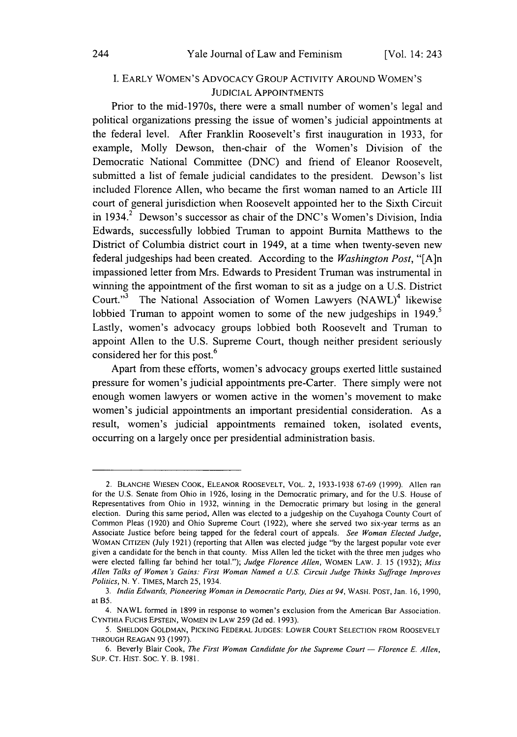## I. EARLY WOMEN'S ADVOCACY GROUP ACTIVITY AROUND WOMEN'S JUDICIAL APPOINTMENTS

Prior to the mid-1970s, there were a small number of women's legal and political organizations pressing the issue of women's judicial appointments at the federal level. After Franklin Roosevelt's first inauguration in 1933, for example, Molly Dewson, then-chair of the Women's Division of the Democratic National Committee (DNC) and friend of Eleanor Roosevelt, submitted a list of female judicial candidates to the president. Dewson's list included Florence Allen, who became the first woman named to an Article III court of general jurisdiction when Roosevelt appointed her to the Sixth Circuit in 1934.[2] Dewson's successor as chair of the DNC's Women's Division, India Edwards, successfully lobbied Truman to appoint Burnita Matthews to the District of Columbia district court in 1949, at a time when twenty-seven new federal judgeships had been created. According to the *Washington Post*, "[A]n impassioned letter from Mrs. Edwards to President Truman was instrumental in winning the appointment of the first woman to sit as a judge on a U.S. District Court."[3] The National Association of Women Lawyers (NAWL)[4] likewise lobbied Truman to appoint women to some of the new judgeships in 1949.[5] Lastly, women's advocacy groups lobbied both Roosevelt and Truman to appoint Allen to the U.S. Supreme Court, though neither president seriously considered her for this post.[6]

Apart from these efforts, women's advocacy groups exerted little sustained pressure for women's judicial appointments pre-Carter. There simply were not enough women lawyers or women active in the women's movement to make women's judicial appointments an important presidential consideration. As a result, women's judicial appointments remained token, isolated events, occurring on a largely once per presidential administration basis.

---

2. BLANCHE WIESEN COOK, ELEANOR ROOSEVELT, VOL. 2, 1933-1938 67-69 (1999). Allen ran for the U.S. Senate from Ohio in 1926, losing in the Democratic primary, and for the U.S. House of Representatives from Ohio in 1932, winning in the Democratic primary but losing in the general election. During this same period, Allen was elected to a judgeship on the Cuyahoga County Court of Common Pleas (1920) and Ohio Supreme Court (1922), where she served two six-year terms as an Associate Justice before being tapped for the federal court of appeals. *See Woman Elected Judge*, WOMAN CITIZEN (July 1921) (reporting that Allen was elected judge "by the largest popular vote ever given a candidate for the bench in that county. Miss Allen led the ticket with the three men judges who were elected falling far behind her total."); *Judge Florence Allen*, WOMEN LAW. J. 15 (1932); *Miss Allen Talks of Women's Gains: First Woman Named a U.S. Circuit Judge Thinks Suffrage Improves Politics*, N. Y. TIMES, March 25, 1934.

3. *India Edwards, Pioneering Woman in Democratic Party, Dies at 94*, WASH. POST, Jan. 16, 1990, at B5.

4. NAWL formed in 1899 in response to women's exclusion from the American Bar Association. CYNTHIA FUCHS EPSTEIN, WOMEN IN LAW 259 (2d ed. 1993).

5. SHELDON GOLDMAN, PICKING FEDERAL JUDGES: LOWER COURT SELECTION FROM ROOSEVELT THROUGH REAGAN 93 (1997).

6. Beverly Blair Cook, *The First Woman Candidate for the Supreme Court — Florence E. Allen*, SUP. CT. HIST. SOC. Y. B. 1981.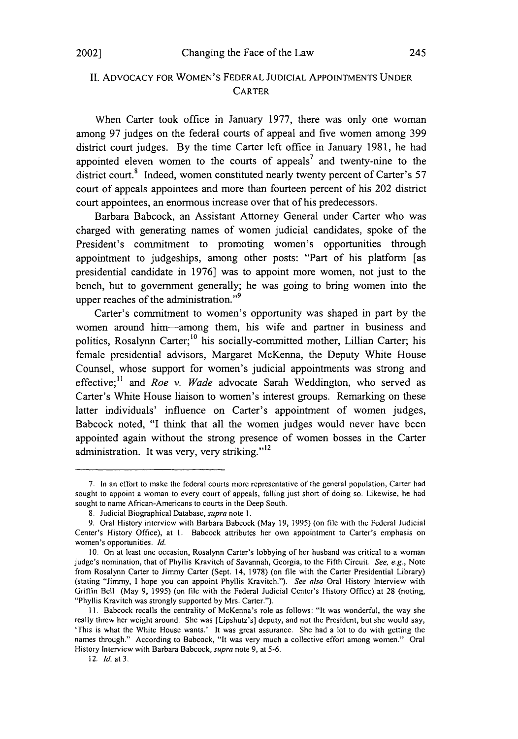## II. ADVOCACY FOR WOMEN'S FEDERAL JUDICIAL APPOINTMENTS UNDER CARTER

When Carter took office in January 1977, there was only one woman among 97 judges on the federal courts of appeal and five women among 399 district court judges. By the time Carter left office in January 1981, he had appointed eleven women to the courts of appeals[7] and twenty-nine to the district court.[8] Indeed, women constituted nearly twenty percent of Carter's 57 court of appeals appointees and more than fourteen percent of his 202 district court appointees, an enormous increase over that of his predecessors.

Barbara Babcock, an Assistant Attorney General under Carter who was charged with generating names of women judicial candidates, spoke of the President's commitment to promoting women's opportunities through appointment to judgeships, among other posts: "Part of his platform [as presidential candidate in 1976] was to appoint more women, not just to the bench, but to government generally; he was going to bring women into the upper reaches of the administration."[9]

Carter's commitment to women's opportunity was shaped in part by the women around him—among them, his wife and partner in business and politics, Rosalynn Carter;[10] his socially-committed mother, Lillian Carter; his female presidential advisors, Margaret McKenna, the Deputy White House Counsel, whose support for women's judicial appointments was strong and effective;[11] and *Roe v. Wade* advocate Sarah Weddington, who served as Carter's White House liaison to women's interest groups. Remarking on these latter individuals' influence on Carter's appointment of women judges, Babcock noted, "I think that all the women judges would never have been appointed again without the strong presence of women bosses in the Carter administration. It was very, very striking."[12]

---

7. In an effort to make the federal courts more representative of the general population, Carter had sought to appoint a woman to every court of appeals, falling just short of doing so. Likewise, he had sought to name African-Americans to courts in the Deep South.

8. Judicial Biographical Database, *supra* note 1.

9. Oral History interview with Barbara Babcock (May 19, 1995) (on file with the Federal Judicial Center's History Office), at 1. Babcock attributes her own appointment to Carter's emphasis on women's opportunities. *Id.*

10. On at least one occasion, Rosalynn Carter's lobbying of her husband was critical to a woman judge's nomination, that of Phyllis Kravitch of Savannah, Georgia, to the Fifth Circuit. *See, e.g.*, Note from Rosalynn Carter to Jimmy Carter (Sept. 14, 1978) (on file with the Carter Presidential Library) (stating "Jimmy, I hope you can appoint Phyllis Kravitch."). *See also* Oral History Interview with Griffin Bell (May 9, 1995) (on file with the Federal Judicial Center's History Office) at 28 (noting, "Phyllis Kravitch was strongly supported by Mrs. Carter.").

11. Babcock recalls the centrality of McKenna's role as follows: "It was wonderful, the way she really threw her weight around. She was [Lipshutz's] deputy, and not the President, but she would say, 'This is what the White House wants.' It was great assurance. She had a lot to do with getting the names through." According to Babcock, "It was very much a collective effort among women." Oral History Interview with Barbara Babcock, *supra* note 9, at 5-6.

12. *Id.* at 3.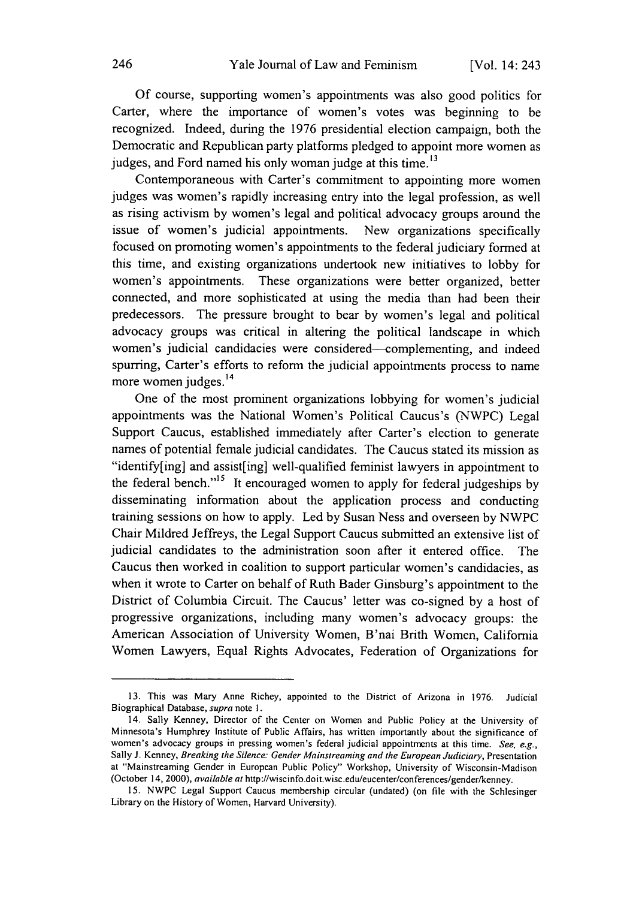Of course, supporting women's appointments was also good politics for Carter, where the importance of women's votes was beginning to be recognized. Indeed, during the 1976 presidential election campaign, both the Democratic and Republican party platforms pledged to appoint more women as judges, and Ford named his only woman judge at this time.[13]

Contemporaneous with Carter's commitment to appointing more women judges was women's rapidly increasing entry into the legal profession, as well as rising activism by women's legal and political advocacy groups around the issue of women's judicial appointments. New organizations specifically focused on promoting women's appointments to the federal judiciary formed at this time, and existing organizations undertook new initiatives to lobby for women's appointments. These organizations were better organized, better connected, and more sophisticated at using the media than had been their predecessors. The pressure brought to bear by women's legal and political advocacy groups was critical in altering the political landscape in which women's judicial candidacies were considered—complementing, and indeed spurring, Carter's efforts to reform the judicial appointments process to name more women judges.[14]

One of the most prominent organizations lobbying for women's judicial appointments was the National Women's Political Caucus's (NWPC) Legal Support Caucus, established immediately after Carter's election to generate names of potential female judicial candidates. The Caucus stated its mission as "identify[ing] and assist[ing] well-qualified feminist lawyers in appointment to the federal bench."[15] It encouraged women to apply for federal judgeships by disseminating information about the application process and conducting training sessions on how to apply. Led by Susan Ness and overseen by NWPC Chair Mildred Jeffreys, the Legal Support Caucus submitted an extensive list of judicial candidates to the administration soon after it entered office. The Caucus then worked in coalition to support particular women's candidacies, as when it wrote to Carter on behalf of Ruth Bader Ginsburg's appointment to the District of Columbia Circuit. The Caucus' letter was co-signed by a host of progressive organizations, including many women's advocacy groups: the American Association of University Women, B'nai Brith Women, California Women Lawyers, Equal Rights Advocates, Federation of Organizations for

---

13. This was Mary Anne Richey, appointed to the District of Arizona in 1976. Judicial Biographical Database, *supra* note 1.

14. Sally Kenney, Director of the Center on Women and Public Policy at the University of Minnesota's Humphrey Institute of Public Affairs, has written importantly about the significance of women's advocacy groups in pressing women's federal judicial appointments at this time. *See, e.g.*, Sally J. Kenney, *Breaking the Silence: Gender Mainstreaming and the European Judiciary*, Presentation at "Mainstreaming Gender in European Public Policy" Workshop, University of Wisconsin-Madison (October 14, 2000), *available at* http://wiscinfo.doit.wisc.edu/eucenter/conferences/gender/kenney.

15. NWPC Legal Support Caucus membership circular (undated) (on file with the Schlesinger Library on the History of Women, Harvard University).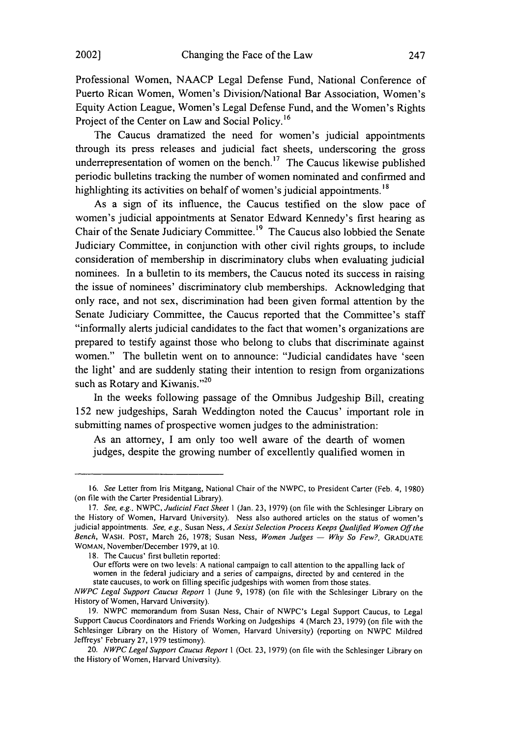Professional Women, NAACP Legal Defense Fund, National Conference of Puerto Rican Women, Women's Division/National Bar Association, Women's Equity Action League, Women's Legal Defense Fund, and the Women's Rights Project of the Center on Law and Social Policy.[16]

The Caucus dramatized the need for women's judicial appointments through its press releases and judicial fact sheets, underscoring the gross underrepresentation of women on the bench.[17] The Caucus likewise published periodic bulletins tracking the number of women nominated and confirmed and highlighting its activities on behalf of women's judicial appointments.[18]

As a sign of its influence, the Caucus testified on the slow pace of women's judicial appointments at Senator Edward Kennedy's first hearing as Chair of the Senate Judiciary Committee.[19] The Caucus also lobbied the Senate Judiciary Committee, in conjunction with other civil rights groups, to include consideration of membership in discriminatory clubs when evaluating judicial nominees. In a bulletin to its members, the Caucus noted its success in raising the issue of nominees' discriminatory club memberships. Acknowledging that only race, and not sex, discrimination had been given formal attention by the Senate Judiciary Committee, the Caucus reported that the Committee's staff "informally alerts judicial candidates to the fact that women's organizations are prepared to testify against those who belong to clubs that discriminate against women." The bulletin went on to announce: "Judicial candidates have 'seen the light' and are suddenly stating their intention to resign from organizations such as Rotary and Kiwanis."[20]

In the weeks following passage of the Omnibus Judgeship Bill, creating 152 new judgeships, Sarah Weddington noted the Caucus' important role in submitting names of prospective women judges to the administration:

> As an attorney, I am only too well aware of the dearth of women judges, despite the growing number of excellently qualified women in

---

16. *See* Letter from Iris Mitgang, National Chair of the NWPC, to President Carter (Feb. 4, 1980) (on file with the Carter Presidential Library).

17. *See, e.g.*, NWPC, *Judicial Fact Sheet* 1 (Jan. 23, 1979) (on file with the Schlesinger Library on the History of Women, Harvard University). Ness also authored articles on the status of women's judicial appointments. *See, e.g.*, Susan Ness, *A Sexist Selection Process Keeps Qualified Women Off the Bench*, WASH. POST, March 26, 1978; Susan Ness, *Women Judges — Why So Few?*, GRADUATE WOMAN, November/December 1979, at 10.

18. The Caucus' first bulletin reported:

> Our efforts were on two levels: A national campaign to call attention to the appalling lack of women in the federal judiciary and a series of campaigns, directed by and centered in the state caucuses, to work on filling specific judgeships with women from those states.

*NWPC Legal Support Caucus Report* 1 (June 9, 1978) (on file with the Schlesinger Library on the History of Women, Harvard University).

19. NWPC memorandum from Susan Ness, Chair of NWPC's Legal Support Caucus, to Legal Support Caucus Coordinators and Friends Working on Judgeships 4 (March 23, 1979) (on file with the Schlesinger Library on the History of Women, Harvard University) (reporting on NWPC Mildred Jeffreys' February 27, 1979 testimony).

20. *NWPC Legal Support Caucus Report* 1 (Oct. 23, 1979) (on file with the Schlesinger Library on the History of Women, Harvard University).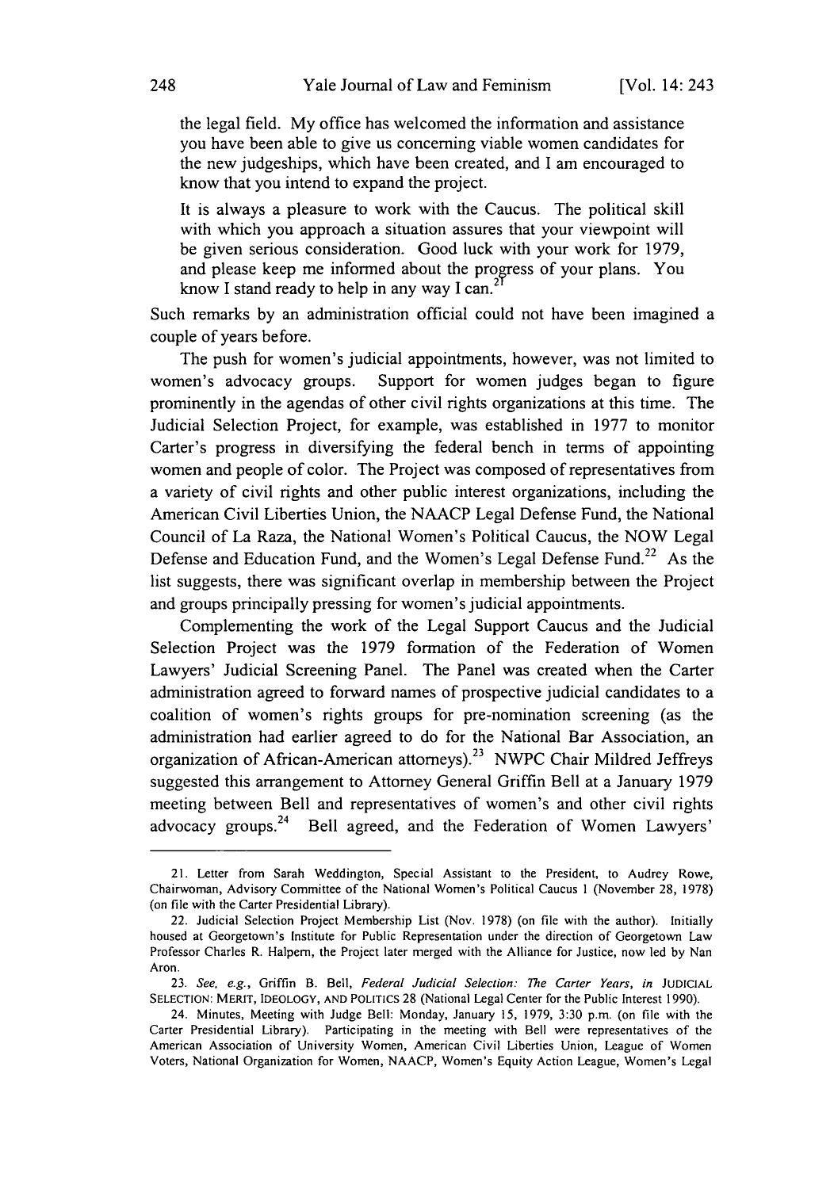the legal field. My office has welcomed the information and assistance you have been able to give us concerning viable women candidates for the new judgeships, which have been created, and I am encouraged to know that you intend to expand the project.

> It is always a pleasure to work with the Caucus. The political skill with which you approach a situation assures that your viewpoint will be given serious consideration. Good luck with your work for 1979, and please keep me informed about the progress of your plans. You know I stand ready to help in any way I can.[21]

Such remarks by an administration official could not have been imagined a couple of years before.

The push for women's judicial appointments, however, was not limited to women's advocacy groups. Support for women judges began to figure prominently in the agendas of other civil rights organizations at this time. The Judicial Selection Project, for example, was established in 1977 to monitor Carter's progress in diversifying the federal bench in terms of appointing women and people of color. The Project was composed of representatives from a variety of civil rights and other public interest organizations, including the American Civil Liberties Union, the NAACP Legal Defense Fund, the National Council of La Raza, the National Women's Political Caucus, the NOW Legal Defense and Education Fund, and the Women's Legal Defense Fund.[22] As the list suggests, there was significant overlap in membership between the Project and groups principally pressing for women's judicial appointments.

Complementing the work of the Legal Support Caucus and the Judicial Selection Project was the 1979 formation of the Federation of Women Lawyers' Judicial Screening Panel. The Panel was created when the Carter administration agreed to forward names of prospective judicial candidates to a coalition of women's rights groups for pre-nomination screening (as the administration had earlier agreed to do for the National Bar Association, an organization of African-American attorneys).[23] NWPC Chair Mildred Jeffreys suggested this arrangement to Attorney General Griffin Bell at a January 1979 meeting between Bell and representatives of women's and other civil rights advocacy groups.[24] Bell agreed, and the Federation of Women Lawyers'

---

21. Letter from Sarah Weddington, Special Assistant to the President, to Audrey Rowe, Chairwoman, Advisory Committee of the National Women's Political Caucus 1 (November 28, 1978) (on file with the Carter Presidential Library).

22. Judicial Selection Project Membership List (Nov. 1978) (on file with the author). Initially housed at Georgetown's Institute for Public Representation under the direction of Georgetown Law Professor Charles R. Halpern, the Project later merged with the Alliance for Justice, now led by Nan Aron.

23. *See, e.g.*, Griffin B. Bell, *Federal Judicial Selection: The Carter Years*, *in* JUDICIAL SELECTION: MERIT, IDEOLOGY, AND POLITICS 28 (National Legal Center for the Public Interest 1990).

24. Minutes, Meeting with Judge Bell: Monday, January 15, 1979, 3:30 p.m. (on file with the Carter Presidential Library). Participating in the meeting with Bell were representatives of the American Association of University Women, American Civil Liberties Union, League of Women Voters, National Organization for Women, NAACP, Women's Equity Action League, Women's Legal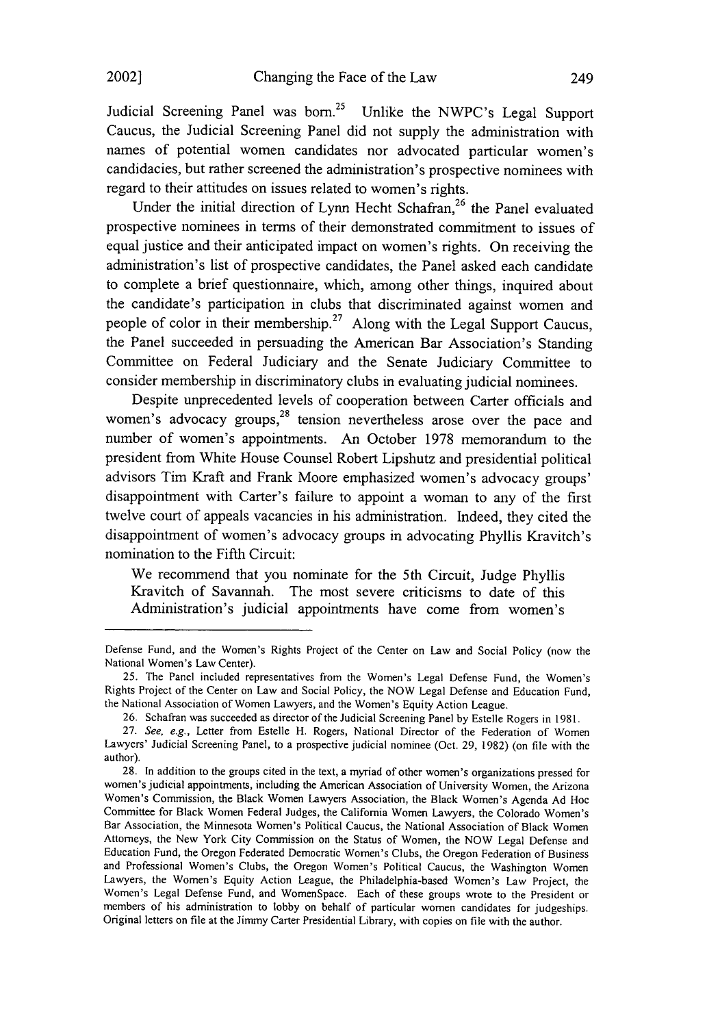Judicial Screening Panel was born.[25] Unlike the NWPC's Legal Support Caucus, the Judicial Screening Panel did not supply the administration with names of potential women candidates nor advocated particular women's candidacies, but rather screened the administration's prospective nominees with regard to their attitudes on issues related to women's rights.

Under the initial direction of Lynn Hecht Schafran,[26] the Panel evaluated prospective nominees in terms of their demonstrated commitment to issues of equal justice and their anticipated impact on women's rights. On receiving the administration's list of prospective candidates, the Panel asked each candidate to complete a brief questionnaire, which, among other things, inquired about the candidate's participation in clubs that discriminated against women and people of color in their membership.[27] Along with the Legal Support Caucus, the Panel succeeded in persuading the American Bar Association's Standing Committee on Federal Judiciary and the Senate Judiciary Committee to consider membership in discriminatory clubs in evaluating judicial nominees.

Despite unprecedented levels of cooperation between Carter officials and women's advocacy groups,[28] tension nevertheless arose over the pace and number of women's appointments. An October 1978 memorandum to the president from White House Counsel Robert Lipshutz and presidential political advisors Tim Kraft and Frank Moore emphasized women's advocacy groups' disappointment with Carter's failure to appoint a woman to any of the first twelve court of appeals vacancies in his administration. Indeed, they cited the disappointment of women's advocacy groups in advocating Phyllis Kravitch's nomination to the Fifth Circuit:

> We recommend that you nominate for the 5th Circuit, Judge Phyllis Kravitch of Savannah. The most severe criticisms to date of this Administration's judicial appointments have come from women's

---

Defense Fund, and the Women's Rights Project of the Center on Law and Social Policy (now the National Women's Law Center).

25. The Panel included representatives from the Women's Legal Defense Fund, the Women's Rights Project of the Center on Law and Social Policy, the NOW Legal Defense and Education Fund, the National Association of Women Lawyers, and the Women's Equity Action League.

26. Schafran was succeeded as director of the Judicial Screening Panel by Estelle Rogers in 1981.

27. *See, e.g.*, Letter from Estelle H. Rogers, National Director of the Federation of Women Lawyers' Judicial Screening Panel, to a prospective judicial nominee (Oct. 29, 1982) (on file with the author).

28. In addition to the groups cited in the text, a myriad of other women's organizations pressed for women's judicial appointments, including the American Association of University Women, the Arizona Women's Commission, the Black Women Lawyers Association, the Black Women's Agenda Ad Hoc Committee for Black Women Federal Judges, the California Women Lawyers, the Colorado Women's Bar Association, the Minnesota Women's Political Caucus, the National Association of Black Women Attorneys, the New York City Commission on the Status of Women, the NOW Legal Defense and Education Fund, the Oregon Federated Democratic Women's Clubs, the Oregon Federation of Business and Professional Women's Clubs, the Oregon Women's Political Caucus, the Washington Women Lawyers, the Women's Equity Action League, the Philadelphia-based Women's Law Project, the Women's Legal Defense Fund, and WomenSpace. Each of these groups wrote to the President or members of his administration to lobby on behalf of particular women candidates for judgeships. Original letters on file at the Jimmy Carter Presidential Library, with copies on file with the author.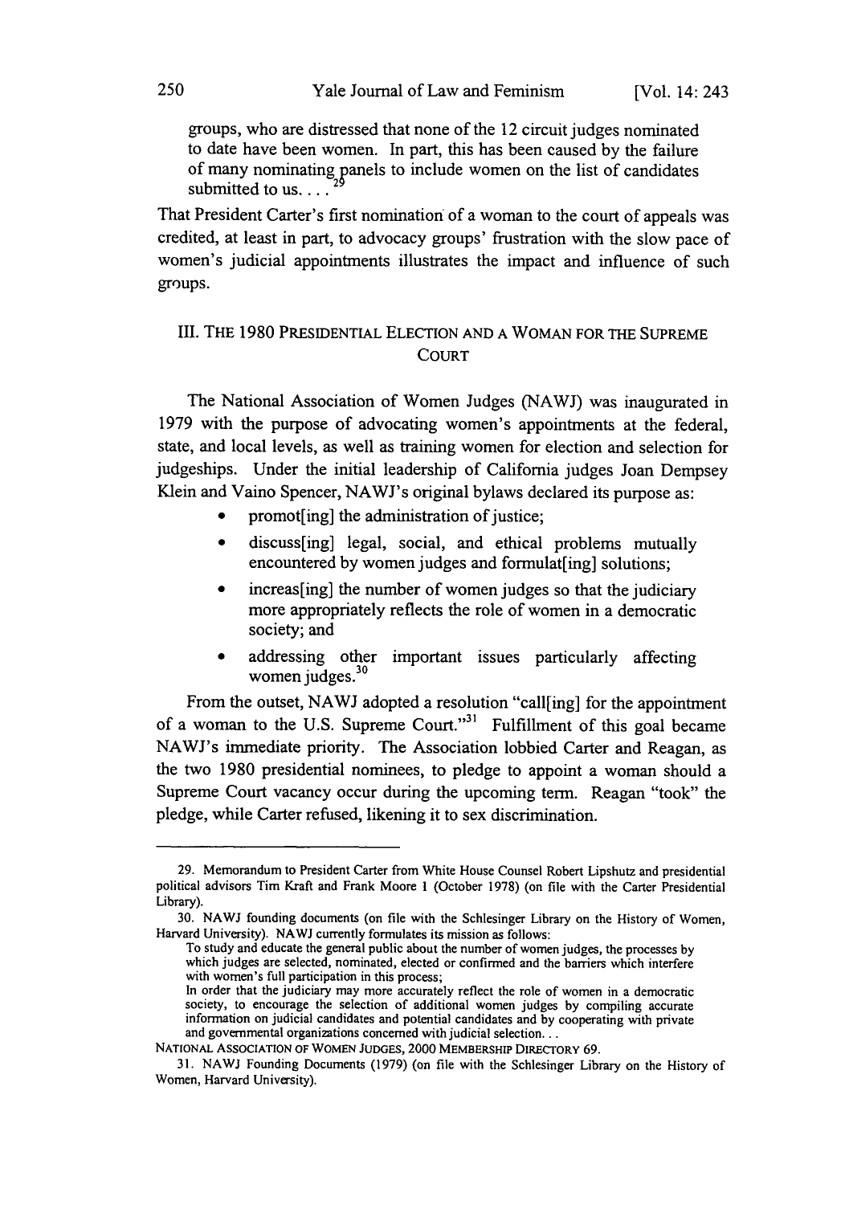groups, who are distressed that none of the 12 circuit judges nominated to date have been women. In part, this has been caused by the failure of many nominating panels to include women on the list of candidates submitted to us. . . .[29]

That President Carter's first nomination of a woman to the court of appeals was credited, at least in part, to advocacy groups' frustration with the slow pace of women's judicial appointments illustrates the impact and influence of such groups.

## III. THE 1980 PRESIDENTIAL ELECTION AND A WOMAN FOR THE SUPREME COURT

The National Association of Women Judges (NAWJ) was inaugurated in 1979 with the purpose of advocating women's appointments at the federal, state, and local levels, as well as training women for election and selection for judgeships. Under the initial leadership of California judges Joan Dempsey Klein and Vaino Spencer, NAWJ's original bylaws declared its purpose as:

- promot[ing] the administration of justice;
- discuss[ing] legal, social, and ethical problems mutually encountered by women judges and formulat[ing] solutions;
- increas[ing] the number of women judges so that the judiciary more appropriately reflects the role of women in a democratic society; and
- addressing other important issues particularly affecting women judges.[30]

From the outset, NAWJ adopted a resolution "call[ing] for the appointment of a woman to the U.S. Supreme Court."[31] Fulfillment of this goal became NAWJ's immediate priority. The Association lobbied Carter and Reagan, as the two 1980 presidential nominees, to pledge to appoint a woman should a Supreme Court vacancy occur during the upcoming term. Reagan "took" the pledge, while Carter refused, likening it to sex discrimination.

---

29. Memorandum to President Carter from White House Counsel Robert Lipshutz and presidential political advisors Tim Kraft and Frank Moore 1 (October 1978) (on file with the Carter Presidential Library).

30. NAWJ founding documents (on file with the Schlesinger Library on the History of Women, Harvard University). NAWJ currently formulates its mission as follows:

To study and educate the general public about the number of women judges, the processes by which judges are selected, nominated, elected or confirmed and the barriers which interfere with women's full participation in this process;

In order that the judiciary may more accurately reflect the role of women in a democratic society, to encourage the selection of additional women judges by compiling accurate information on judicial candidates and potential candidates and by cooperating with private and governmental organizations concerned with judicial selection. . .

NATIONAL ASSOCIATION OF WOMEN JUDGES, 2000 MEMBERSHIP DIRECTORY 69.

31. NAWJ Founding Documents (1979) (on file with the Schlesinger Library on the History of Women, Harvard University).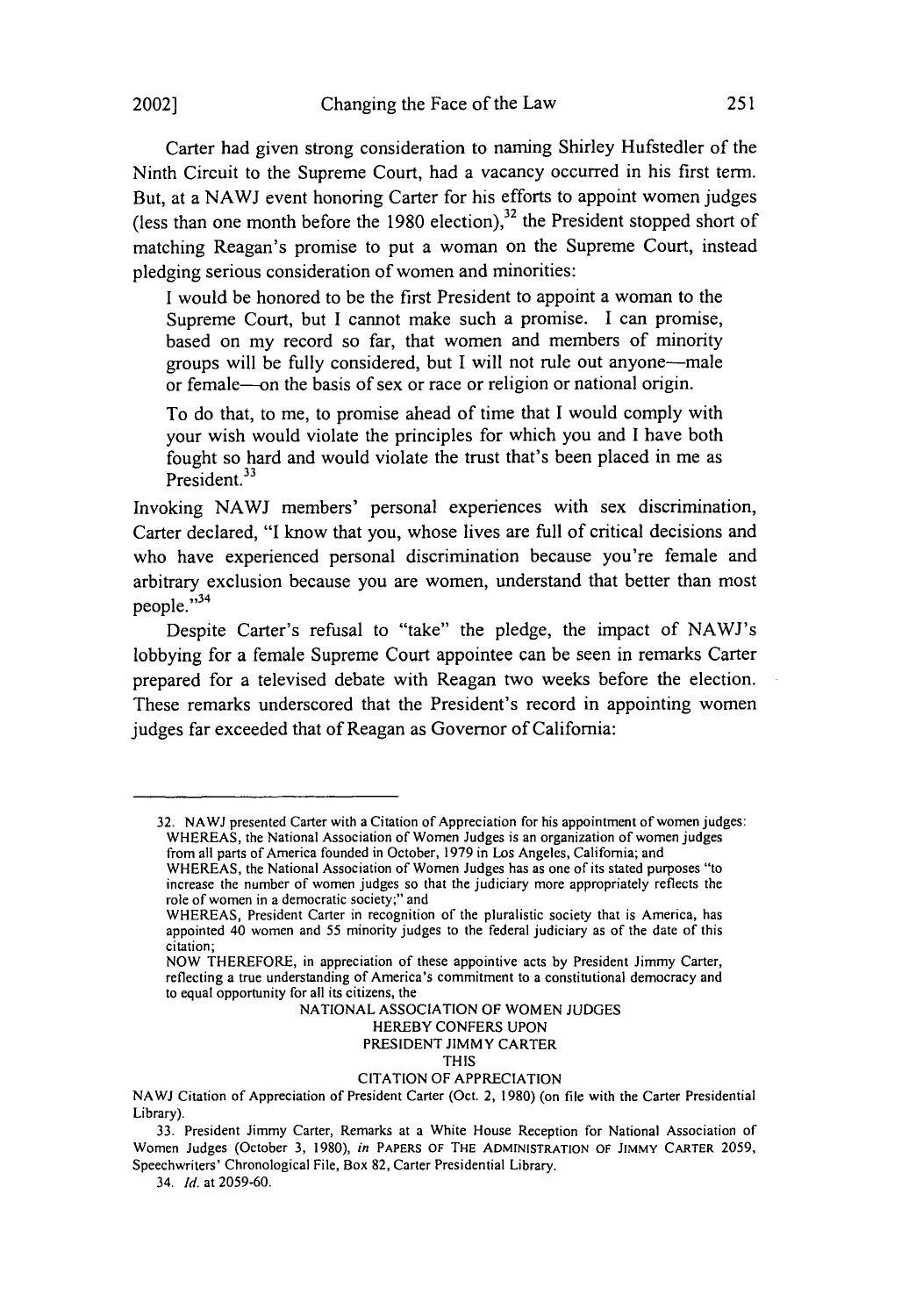Carter had given strong consideration to naming Shirley Hufstedler of the Ninth Circuit to the Supreme Court, had a vacancy occurred in his first term. But, at a NAWJ event honoring Carter for his efforts to appoint women judges (less than one month before the 1980 election),[32] the President stopped short of matching Reagan's promise to put a woman on the Supreme Court, instead pledging serious consideration of women and minorities:

> I would be honored to be the first President to appoint a woman to the Supreme Court, but I cannot make such a promise. I can promise, based on my record so far, that women and members of minority groups will be fully considered, but I will not rule out anyone—male or female—on the basis of sex or race or religion or national origin.
>
> To do that, to me, to promise ahead of time that I would comply with your wish would violate the principles for which you and I have both fought so hard and would violate the trust that's been placed in me as President.[33]

Invoking NAWJ members' personal experiences with sex discrimination, Carter declared, "I know that you, whose lives are full of critical decisions and who have experienced personal discrimination because you're female and arbitrary exclusion because you are women, understand that better than most people."[34]

Despite Carter's refusal to "take" the pledge, the impact of NAWJ's lobbying for a female Supreme Court appointee can be seen in remarks Carter prepared for a televised debate with Reagan two weeks before the election. These remarks underscored that the President's record in appointing women judges far exceeded that of Reagan as Governor of California:

---

32. NAWJ presented Carter with a Citation of Appreciation for his appointment of women judges:

> WHEREAS, the National Association of Women Judges is an organization of women judges from all parts of America founded in October, 1979 in Los Angeles, California; and
>
> WHEREAS, the National Association of Women Judges has as one of its stated purposes "to increase the number of women judges so that the judiciary more appropriately reflects the role of women in a democratic society;" and
>
> WHEREAS, President Carter in recognition of the pluralistic society that is America, has appointed 40 women and 55 minority judges to the federal judiciary as of the date of this citation;
>
> NOW THEREFORE, in appreciation of these appointive acts by President Jimmy Carter, reflecting a true understanding of America's commitment to a constitutional democracy and to equal opportunity for all its citizens, the
>
> NATIONAL ASSOCIATION OF WOMEN JUDGES
> HEREBY CONFERS UPON
> PRESIDENT JIMMY CARTER
> THIS
> CITATION OF APPRECIATION

NAWJ Citation of Appreciation of President Carter (Oct. 2, 1980) (on file with the Carter Presidential Library).

33. President Jimmy Carter, Remarks at a White House Reception for National Association of Women Judges (October 3, 1980), *in* PAPERS OF THE ADMINISTRATION OF JIMMY CARTER 2059, Speechwriters' Chronological File, Box 82, Carter Presidential Library.

34. *Id.* at 2059-60.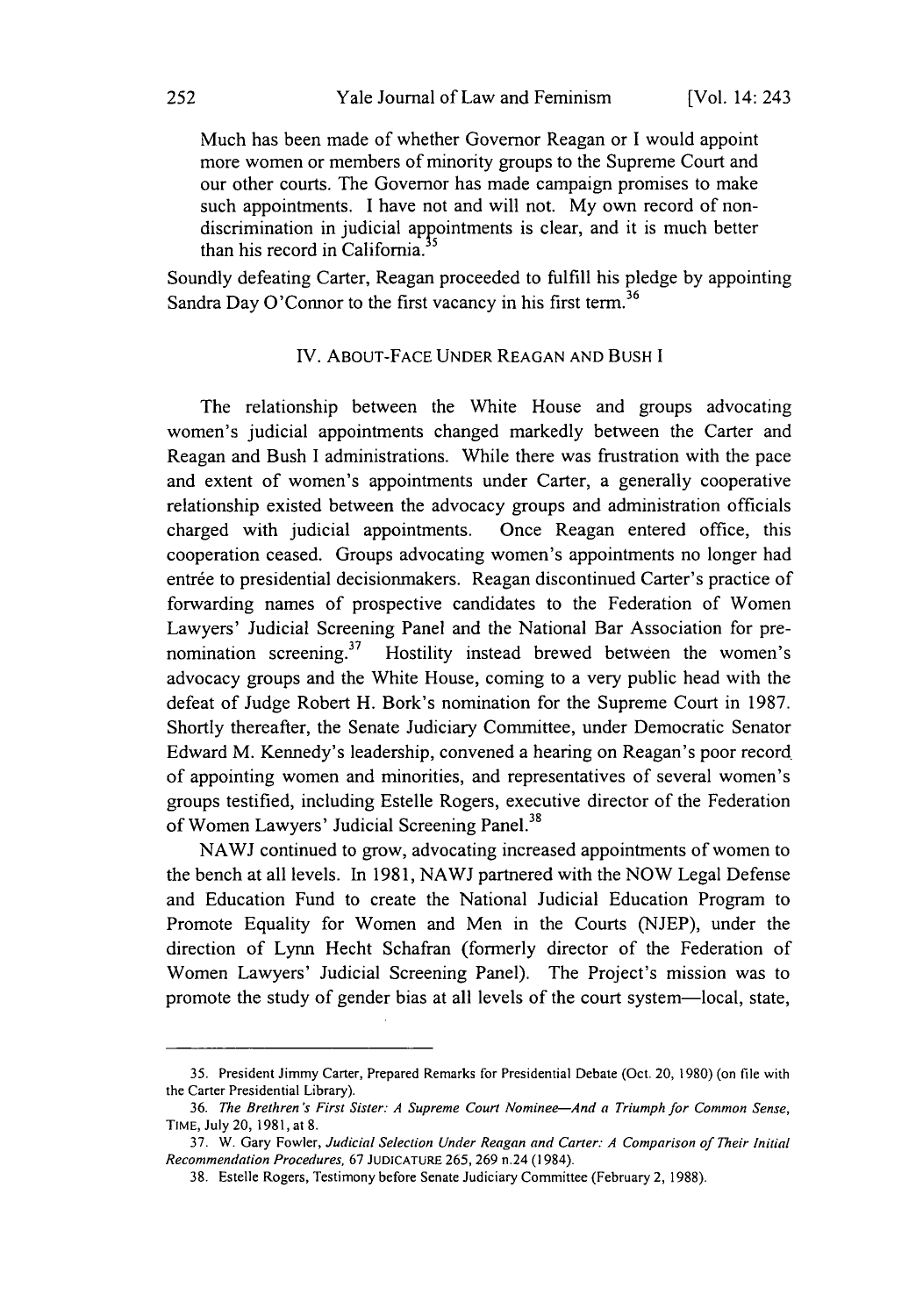> Much has been made of whether Governor Reagan or I would appoint more women or members of minority groups to the Supreme Court and our other courts. The Governor has made campaign promises to make such appointments. I have not and will not. My own record of non-discrimination in judicial appointments is clear, and it is much better than his record in California.[35]

Soundly defeating Carter, Reagan proceeded to fulfill his pledge by appointing Sandra Day O'Connor to the first vacancy in his first term.[36]

## IV. ABOUT-FACE UNDER REAGAN AND BUSH I

The relationship between the White House and groups advocating women's judicial appointments changed markedly between the Carter and Reagan and Bush I administrations. While there was frustration with the pace and extent of women's appointments under Carter, a generally cooperative relationship existed between the advocacy groups and administration officials charged with judicial appointments. Once Reagan entered office, this cooperation ceased. Groups advocating women's appointments no longer had entrée to presidential decisionmakers. Reagan discontinued Carter's practice of forwarding names of prospective candidates to the Federation of Women Lawyers' Judicial Screening Panel and the National Bar Association for pre-nomination screening.[37] Hostility instead brewed between the women's advocacy groups and the White House, coming to a very public head with the defeat of Judge Robert H. Bork's nomination for the Supreme Court in 1987. Shortly thereafter, the Senate Judiciary Committee, under Democratic Senator Edward M. Kennedy's leadership, convened a hearing on Reagan's poor record of appointing women and minorities, and representatives of several women's groups testified, including Estelle Rogers, executive director of the Federation of Women Lawyers' Judicial Screening Panel.[38]

NAWJ continued to grow, advocating increased appointments of women to the bench at all levels. In 1981, NAWJ partnered with the NOW Legal Defense and Education Fund to create the National Judicial Education Program to Promote Equality for Women and Men in the Courts (NJEP), under the direction of Lynn Hecht Schafran (formerly director of the Federation of Women Lawyers' Judicial Screening Panel). The Project's mission was to promote the study of gender bias at all levels of the court system—local, state,

---

35. President Jimmy Carter, Prepared Remarks for Presidential Debate (Oct. 20, 1980) (on file with the Carter Presidential Library).

36. *The Brethren's First Sister: A Supreme Court Nominee—And a Triumph for Common Sense*, TIME, July 20, 1981, at 8.

37. W. Gary Fowler, *Judicial Selection Under Reagan and Carter: A Comparison of Their Initial Recommendation Procedures*, 67 JUDICATURE 265, 269 n.24 (1984).

38. Estelle Rogers, Testimony before Senate Judiciary Committee (February 2, 1988).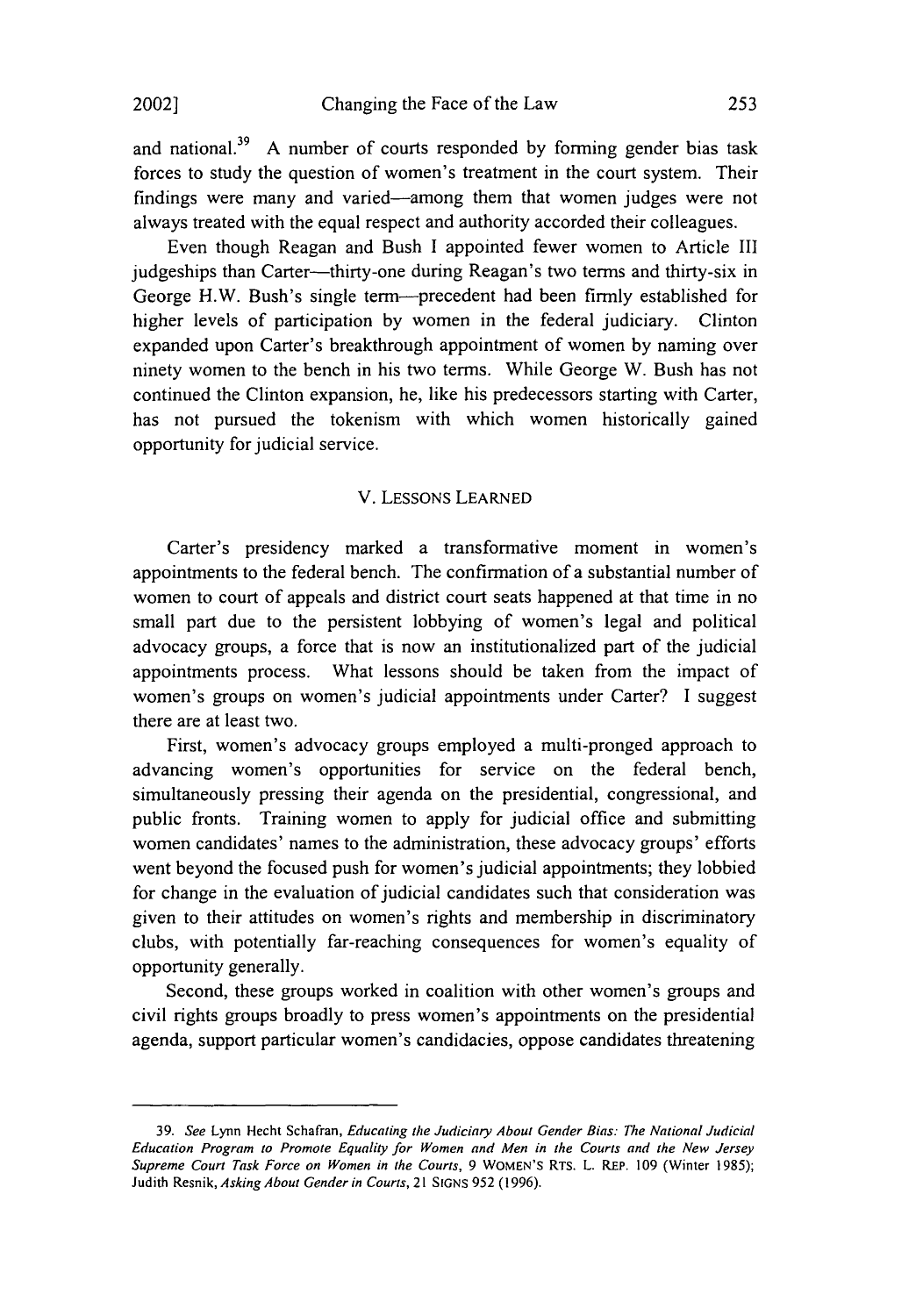and national.[39] A number of courts responded by forming gender bias task forces to study the question of women's treatment in the court system. Their findings were many and varied—among them that women judges were not always treated with the equal respect and authority accorded their colleagues.

Even though Reagan and Bush I appointed fewer women to Article III judgeships than Carter—thirty-one during Reagan's two terms and thirty-six in George H.W. Bush's single term—precedent had been firmly established for higher levels of participation by women in the federal judiciary. Clinton expanded upon Carter's breakthrough appointment of women by naming over ninety women to the bench in his two terms. While George W. Bush has not continued the Clinton expansion, he, like his predecessors starting with Carter, has not pursued the tokenism with which women historically gained opportunity for judicial service.

## V. LESSONS LEARNED

Carter's presidency marked a transformative moment in women's appointments to the federal bench. The confirmation of a substantial number of women to court of appeals and district court seats happened at that time in no small part due to the persistent lobbying of women's legal and political advocacy groups, a force that is now an institutionalized part of the judicial appointments process. What lessons should be taken from the impact of women's groups on women's judicial appointments under Carter? I suggest there are at least two.

First, women's advocacy groups employed a multi-pronged approach to advancing women's opportunities for service on the federal bench, simultaneously pressing their agenda on the presidential, congressional, and public fronts. Training women to apply for judicial office and submitting women candidates' names to the administration, these advocacy groups' efforts went beyond the focused push for women's judicial appointments; they lobbied for change in the evaluation of judicial candidates such that consideration was given to their attitudes on women's rights and membership in discriminatory clubs, with potentially far-reaching consequences for women's equality of opportunity generally.

Second, these groups worked in coalition with other women's groups and civil rights groups broadly to press women's appointments on the presidential agenda, support particular women's candidacies, oppose candidates threatening

---

39. *See* Lynn Hecht Schafran, *Educating the Judiciary About Gender Bias: The National Judicial Education Program to Promote Equality for Women and Men in the Courts and the New Jersey Supreme Court Task Force on Women in the Courts*, 9 WOMEN'S RTS. L. REP. 109 (Winter 1985); Judith Resnik, *Asking About Gender in Courts*, 21 SIGNS 952 (1996).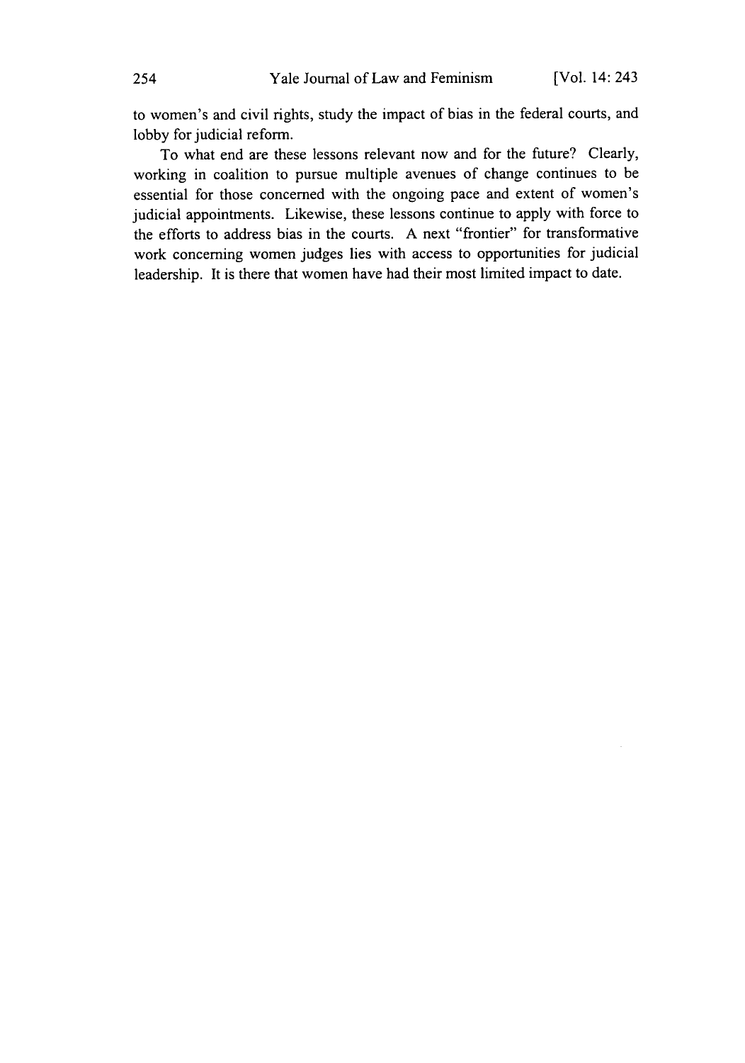to women's and civil rights, study the impact of bias in the federal courts, and lobby for judicial reform.

To what end are these lessons relevant now and for the future? Clearly, working in coalition to pursue multiple avenues of change continues to be essential for those concerned with the ongoing pace and extent of women's judicial appointments. Likewise, these lessons continue to apply with force to the efforts to address bias in the courts. A next "frontier" for transformative work concerning women judges lies with access to opportunities for judicial leadership. It is there that women have had their most limited impact to date.